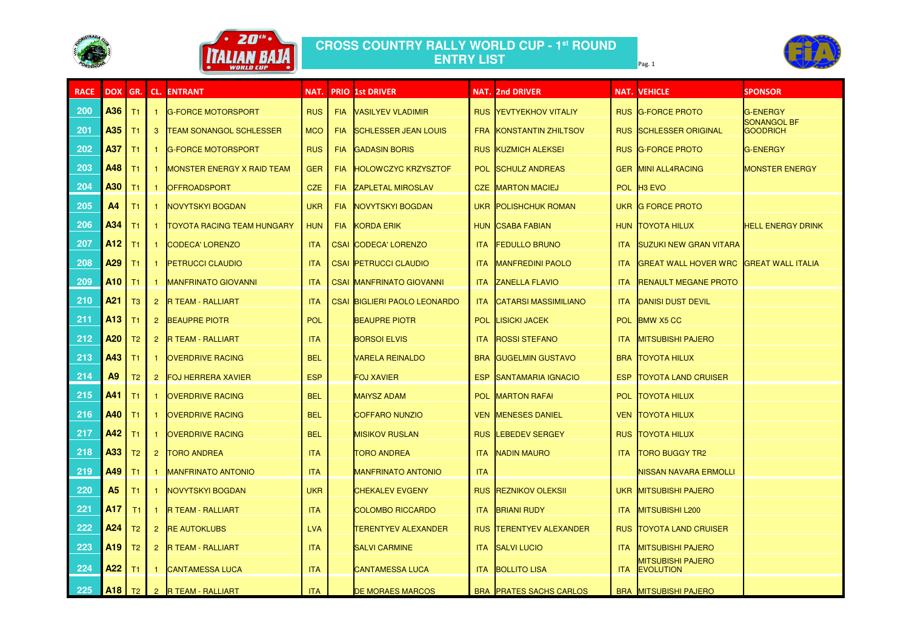# CROSS COUNTRY RALLY WORLD CUP - 1st ROUND
## ENTRY LIST

| RACE | DOX | GR. | CL. | ENTRANT | NAT. | PRIO | 1st DRIVER | NAT. | 2nd DRIVER | NAT. | VEHICLE | SPONSOR |
|---|---|---|---|---|---|---|---|---|---|---|---|---|
| 200 | A36 | T1 | 1 | G-FORCE MOTORSPORT | RUS | FIA | VASILYEV VLADIMIR | RUS | YEVTYEKHOV VITALIY | RUS | G-FORCE PROTO | G-ENERGY |
| 201 | A35 | T1 | 3 | TEAM SONANGOL SCHLESSER | MCO | FIA | SCHLESSER JEAN LOUIS | FRA | KONSTANTIN ZHILTSOV | RUS | SCHLESSER ORIGINAL | SONANGOL BF GOODRICH |
| 202 | A37 | T1 | 1 | G-FORCE MOTORSPORT | RUS | FIA | GADASIN BORIS | RUS | KUZMICH ALEKSEI | RUS | G-FORCE PROTO | G-ENERGY |
| 203 | A48 | T1 | 1 | MONSTER ENERGY X RAID TEAM | GER | FIA | HOLOWCZYC KRZYSZTOF | POL | SCHULZ ANDREAS | GER | MINI ALL4RACING | MONSTER ENERGY |
| 204 | A30 | T1 | 1 | OFFROADSPORT | CZE | FIA | ZAPLETAL MIROSLAV | CZE | MARTON MACIEJ | POL | H3 EVO | |
| 205 | A4 | T1 | 1 | NOVYTSKYI BOGDAN | UKR | FIA | NOVYTSKYI BOGDAN | UKR | POLISHCHUK ROMAN | UKR | G FORCE PROTO | |
| 206 | A34 | T1 | 1 | TOYOTA RACING TEAM HUNGARY | HUN | FIA | KORDA ERIK | HUN | CSABA FABIAN | HUN | TOYOTA HILUX | HELL ENERGY DRINK |
| 207 | A12 | T1 | 1 | CODECA' LORENZO | ITA | CSAI | CODECA' LORENZO | ITA | FEDULLO BRUNO | ITA | SUZUKI NEW GRAN VITARA | |
| 208 | A29 | T1 | 1 | PETRUCCI CLAUDIO | ITA | CSAI | PETRUCCI CLAUDIO | ITA | MANFREDINI PAOLO | ITA | GREAT WALL HOVER WRC | GREAT WALL ITALIA |
| 209 | A10 | T1 | 1 | MANFRINATO GIOVANNI | ITA | CSAI | MANFRINATO GIOVANNI | ITA | ZANELLA FLAVIO | ITA | RENAULT MEGANE PROTO | |
| 210 | A21 | T3 | 2 | R TEAM - RALLIART | ITA | CSAI | BIGLIERI PAOLO LEONARDO | ITA | CATARSI MASSIMILIANO | ITA | DANISI DUST DEVIL | |
| 211 | A13 | T1 | 2 | BEAUPRE PIOTR | POL | | BEAUPRE PIOTR | POL | LISICKI JACEK | POL | BMW X5 CC | |
| 212 | A20 | T2 | 2 | R TEAM - RALLIART | ITA | | BORSOI ELVIS | ITA | ROSSI STEFANO | ITA | MITSUBISHI PAJERO | |
| 213 | A43 | T1 | 1 | OVERDRIVE RACING | BEL | | VARELA REINALDO | BRA | GUGELMIN GUSTAVO | BRA | TOYOTA HILUX | |
| 214 | A9 | T2 | 2 | FOJ HERRERA XAVIER | ESP | | FOJ XAVIER | ESP | SANTAMARIA IGNACIO | ESP | TOYOTA LAND CRUISER | |
| 215 | A41 | T1 | 1 | OVERDRIVE RACING | BEL | | MAIYSZ ADAM | POL | MARTON RAFAł | POL | TOYOTA HILUX | |
| 216 | A40 | T1 | 1 | OVERDRIVE RACING | BEL | | COFFARO NUNZIO | VEN | MENESES DANIEL | VEN | TOYOTA HILUX | |
| 217 | A42 | T1 | 1 | OVERDRIVE RACING | BEL | | MISIKOV RUSLAN | RUS | LEBEDEV SERGEY | RUS | TOYOTA HILUX | |
| 218 | A33 | T2 | 2 | TORO ANDREA | ITA | | TORO ANDREA | ITA | NADIN MAURO | ITA | TORO BUGGY TR2 | |
| 219 | A49 | T1 | 1 | MANFRINATO ANTONIO | ITA | | MANFRINATO ANTONIO | ITA | | | NISSAN NAVARA ERMOLLI | |
| 220 | A5 | T1 | 1 | NOVYTSKYI BOGDAN | UKR | | CHEKALEV EVGENY | RUS | REZNIKOV OLEKSII | UKR | MITSUBISHI PAJERO | |
| 221 | A17 | T1 | 1 | R TEAM - RALLIART | ITA | | COLOMBO RICCARDO | ITA | BRIANI RUDY | ITA | MITSUBISHI L200 | |
| 222 | A24 | T2 | 2 | RE AUTOKLUBS | LVA | | TERENTYEV ALEXANDER | RUS | TERENTYEV ALEXANDER | RUS | TOYOTA LAND CRUISER | |
| 223 | A19 | T2 | 2 | R TEAM - RALLIART | ITA | | SALVI CARMINE | ITA | SALVI LUCIO | ITA | MITSUBISHI PAJERO | |
| 224 | A22 | T1 | 1 | CANTAMESSA LUCA | ITA | | CANTAMESSA LUCA | ITA | BOLLITO LISA | ITA | MITSUBISHI PAJERO EVOLUTION | |
| 225 | A18 | T2 | 2 | R TEAM - RALLIART | ITA | | DE MORAES MARCOS | BRA | PRATES SACHS CARLOS | BRA | MITSUBISHI PAJERO | |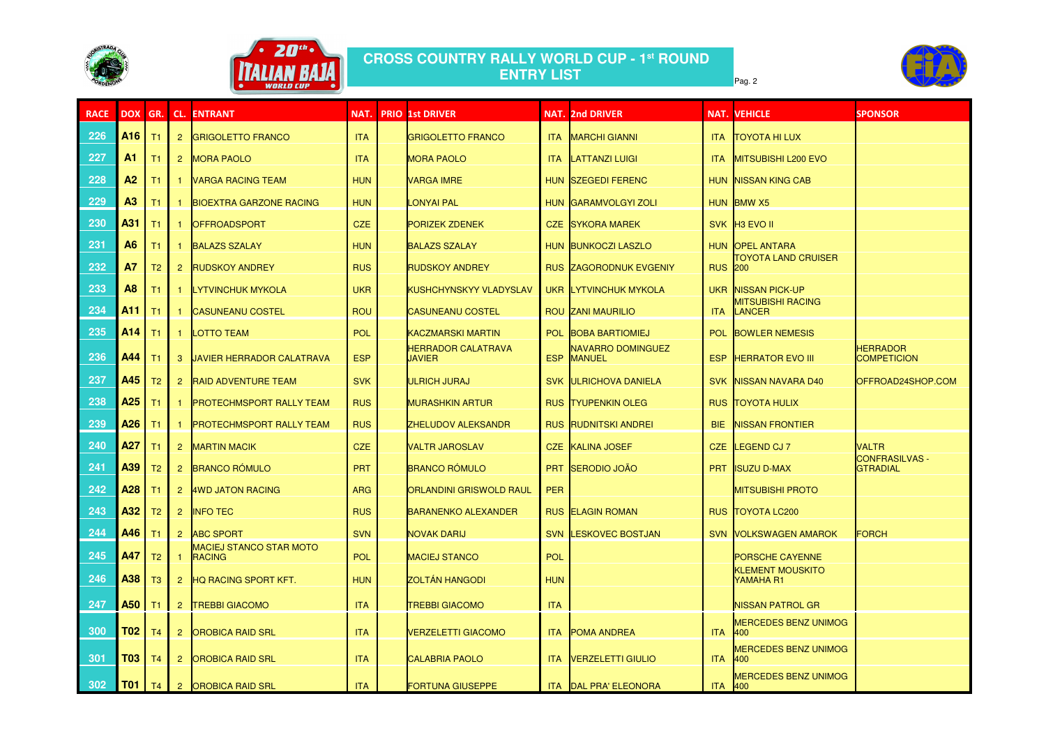## CROSS COUNTRY RALLY WORLD CUP - 1[st] ROUND
## ENTRY LIST

| RACE | DOX | GR. | CL. | ENTRANT | NAT. | PRIO | 1st DRIVER | NAT. | 2nd DRIVER | NAT. | VEHICLE | SPONSOR |
|---|---|---|---|---|---|---|---|---|---|---|---|---|
| 226 | A16 | T1 | 2 | GRIGOLETTO FRANCO | ITA | | GRIGOLETTO FRANCO | ITA | MARCHI GIANNI | ITA | TOYOTA HI LUX | |
| 227 | A1 | T1 | 2 | MORA PAOLO | ITA | | MORA PAOLO | ITA | LATTANZI LUIGI | ITA | MITSUBISHI L200 EVO | |
| 228 | A2 | T1 | 1 | VARGA RACING TEAM | HUN | | VARGA IMRE | HUN | SZEGEDI FERENC | HUN | NISSAN KING CAB | |
| 229 | A3 | T1 | 1 | BIOEXTRA GARZONE RACING | HUN | | LONYAI PAL | HUN | GARAMVOLGYI ZOLI | HUN | BMW X5 | |
| 230 | A31 | T1 | 1 | OFFROADSPORT | CZE | | PORIZEK ZDENEK | CZE | SYKORA MAREK | SVK | H3 EVO II | |
| 231 | A6 | T1 | 1 | BALAZS SZALAY | HUN | | BALAZS SZALAY | HUN | BUNKOCZI LASZLO | HUN | OPEL ANTARA | |
| 232 | A7 | T2 | 2 | RUDSKOY ANDREY | RUS | | RUDSKOY ANDREY | RUS | ZAGORODNUK EVGENIY | RUS | TOYOTA LAND CRUISER 200 | |
| 233 | A8 | T1 | 1 | LYTVINCHUK MYKOLA | UKR | | KUSHCHYNSKYY VLADYSLAV | UKR | LYTVINCHUK MYKOLA | UKR | NISSAN PICK-UP | |
| 234 | A11 | T1 | 1 | CASUNEANU COSTEL | ROU | | CASUNEANU COSTEL | ROU | ZANI MAURILIO | ITA | MITSUBISHI RACING LANCER | |
| 235 | A14 | T1 | 1 | LOTTO TEAM | POL | | KACZMARSKI MARTIN | POL | BOBA BARTIOMIEJ | POL | BOWLER NEMESIS | |
| 236 | A44 | T1 | 3 | JAVIER HERRADOR CALATRAVA | ESP | | HERRADOR CALATRAVA JAVIER | ESP | NAVARRO DOMINGUEZ MANUEL | ESP | HERRATOR EVO III | HERRADOR COMPETICION |
| 237 | A45 | T2 | 2 | RAID ADVENTURE TEAM | SVK | | ULRICH JURAJ | SVK | ULRICHOVA DANIELA | SVK | NISSAN NAVARA D40 | OFFROAD24SHOP.COM |
| 238 | A25 | T1 | 1 | PROTECHMSPORT RALLY TEAM | RUS | | MURASHKIN ARTUR | RUS | TYUPENKIN OLEG | RUS | TOYOTA HULIX | |
| 239 | A26 | T1 | 1 | PROTECHMSPORT RALLY TEAM | RUS | | ZHELUDOV ALEKSANDR | RUS | RUDNITSKI ANDREI | BIE | NISSAN FRONTIER | |
| 240 | A27 | T1 | 2 | MARTIN MACIK | CZE | | VALTR JAROSLAV | CZE | KALINA JOSEF | CZE | LEGEND CJ 7 | VALTR |
| 241 | A39 | T2 | 2 | BRANCO RÓMULO | PRT | | BRANCO RÓMULO | PRT | SERODIO JOÃO | PRT | ISUZU D-MAX | CONFRASILVAS - GTRADIAL |
| 242 | A28 | T1 | 2 | 4WD JATON RACING | ARG | | ORLANDINI GRISWOLD RAUL | PER | | | MITSUBISHI PROTO | |
| 243 | A32 | T2 | 2 | INFO TEC | RUS | | BARANENKO ALEXANDER | RUS | ELAGIN ROMAN | RUS | TOYOTA LC200 | |
| 244 | A46 | T1 | 2 | ABC SPORT | SVN | | NOVAK DARIJ | SVN | LESKOVEC BOSTJAN | SVN | VOLKSWAGEN AMAROK | FORCH |
| 245 | A47 | T2 | 1 | MACIEJ STANCO STAR MOTO RACING | POL | | MACIEJ STANCO | POL | | | PORSCHE CAYENNE | |
| 246 | A38 | T3 | 2 | HQ RACING SPORT KFT. | HUN | | ZOLTÁN HANGODI | HUN | | | KLEMENT MOUSKITO YAMAHA R1 | |
| 247 | A50 | T1 | 2 | TREBBI GIACOMO | ITA | | TREBBI GIACOMO | ITA | | | NISSAN PATROL GR | |
| 300 | T02 | T4 | 2 | OROBICA RAID SRL | ITA | | VERZELETTI GIACOMO | ITA | POMA ANDREA | ITA | MERCEDES BENZ UNIMOG 400 | |
| 301 | T03 | T4 | 2 | OROBICA RAID SRL | ITA | | CALABRIA PAOLO | ITA | VERZELETTI GIULIO | ITA | MERCEDES BENZ UNIMOG 400 | |
| 302 | T01 | T4 | 2 | OROBICA RAID SRL | ITA | | FORTUNA GIUSEPPE | ITA | DAL PRA' ELEONORA | ITA | MERCEDES BENZ UNIMOG 400 | |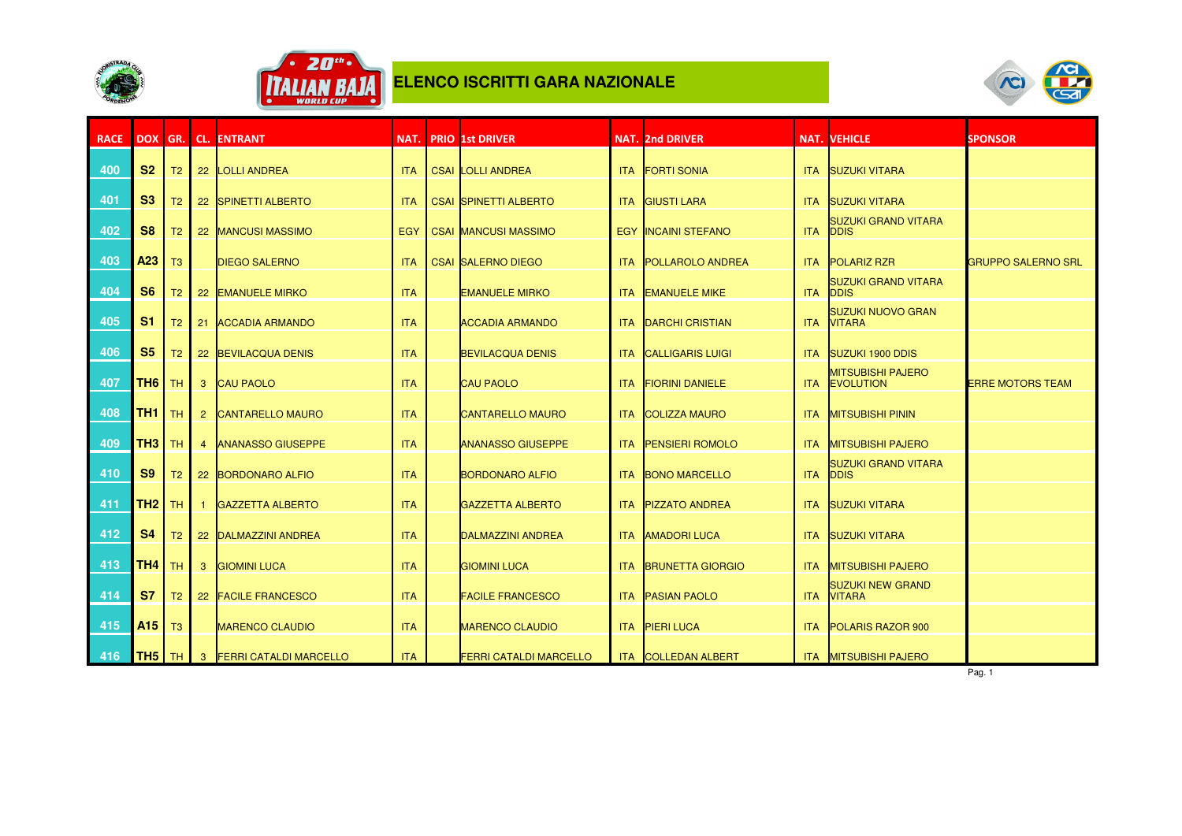## ELENCO ISCRITTI GARA NAZIONALE

| RACE | DOX | GR. | CL. | ENTRANT | NAT. | PRIO | 1st DRIVER | NAT. | 2nd DRIVER | NAT. | VEHICLE | SPONSOR |
|---|---|---|---|---|---|---|---|---|---|---|---|---|
| 400 | S2 | T2 | 22 | LOLLI ANDREA | ITA | CSAI | LOLLI ANDREA | ITA | FORTI SONIA | ITA | SUZUKI VITARA | |
| 401 | S3 | T2 | 22 | SPINETTI ALBERTO | ITA | CSAI | SPINETTI ALBERTO | ITA | GIUSTI LARA | ITA | SUZUKI VITARA | |
| 402 | S8 | T2 | 22 | MANCUSI MASSIMO | EGY | CSAI | MANCUSI MASSIMO | EGY | INCAINI STEFANO | ITA | SUZUKI GRAND VITARA DDIS | |
| 403 | A23 | T3 | | DIEGO SALERNO | ITA | CSAI | SALERNO DIEGO | ITA | POLLAROLO ANDREA | ITA | POLARIZ RZR | GRUPPO SALERNO SRL |
| 404 | S6 | T2 | 22 | EMANUELE MIRKO | ITA | | EMANUELE MIRKO | ITA | EMANUELE MIKE | ITA | SUZUKI GRAND VITARA DDIS | |
| 405 | S1 | T2 | 21 | ACCADIA ARMANDO | ITA | | ACCADIA ARMANDO | ITA | DARCHI CRISTIAN | ITA | SUZUKI NUOVO GRAN VITARA | |
| 406 | S5 | T2 | 22 | BEVILACQUA DENIS | ITA | | BEVILACQUA DENIS | ITA | CALLIGARIS LUIGI | ITA | SUZUKI 1900 DDIS | |
| 407 | TH6 | TH | 3 | CAU PAOLO | ITA | | CAU PAOLO | ITA | FIORINI DANIELE | ITA | MITSUBISHI PAJERO EVOLUTION | ERRE MOTORS TEAM |
| 408 | TH1 | TH | 2 | CANTARELLO MAURO | ITA | | CANTARELLO MAURO | ITA | COLIZZA MAURO | ITA | MITSUBISHI PININ | |
| 409 | TH3 | TH | 4 | ANANASSO GIUSEPPE | ITA | | ANANASSO GIUSEPPE | ITA | PENSIERI ROMOLO | ITA | MITSUBISHI PAJERO | |
| 410 | S9 | T2 | 22 | BORDONARO ALFIO | ITA | | BORDONARO ALFIO | ITA | BONO MARCELLO | ITA | SUZUKI GRAND VITARA DDIS | |
| 411 | TH2 | TH | 1 | GAZZETTA ALBERTO | ITA | | GAZZETTA ALBERTO | ITA | PIZZATO ANDREA | ITA | SUZUKI VITARA | |
| 412 | S4 | T2 | 22 | DALMAZZINI ANDREA | ITA | | DALMAZZINI ANDREA | ITA | AMADORI LUCA | ITA | SUZUKI VITARA | |
| 413 | TH4 | TH | 3 | GIOMINI LUCA | ITA | | GIOMINI LUCA | ITA | BRUNETTA GIORGIO | ITA | MITSUBISHI PAJERO | |
| 414 | S7 | T2 | 22 | FACILE FRANCESCO | ITA | | FACILE FRANCESCO | ITA | PASIAN PAOLO | ITA | SUZUKI NEW GRAND VITARA | |
| 415 | A15 | T3 | | MARENCO CLAUDIO | ITA | | MARENCO CLAUDIO | ITA | PIERI LUCA | ITA | POLARIS RAZOR 900 | |
| 416 | TH5 | TH | 3 | FERRI CATALDI MARCELLO | ITA | | FERRI CATALDI MARCELLO | ITA | COLLEDAN ALBERT | ITA | MITSUBISHI PAJERO | |